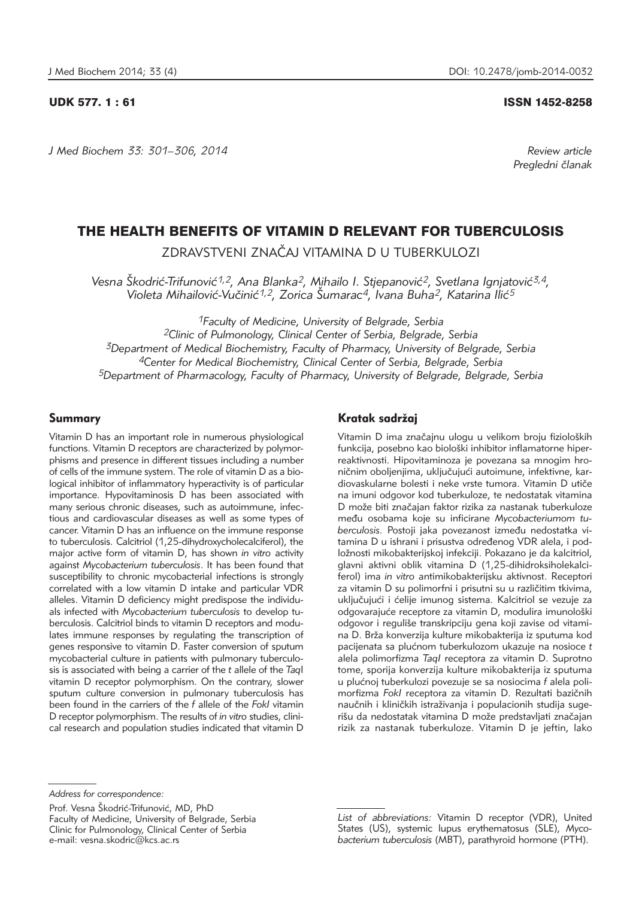UDK 577. 1 : 61 ISSN 1452-8258

Review article
Pregledni članak

# THE HEALTH BENEFITS OF VITAMIN D RELEVANT FOR TUBERCULOSIS

ZDRAVSTVENI ZNAČAJ VITAMINA D U TUBERKULOZI

*Vesna Škodrić-Trifunović[1,2], Ana Blanka[2], Mihailo I. Stjepanović[2], Svetlana Ignjatović[3,4], Violeta Mihailović-Vučinić[1,2], Zorica Šumarac[4], Ivana Buha[2], Katarina Ilić[5]*

[1]Faculty of Medicine, University of Belgrade, Serbia
[2]Clinic of Pulmonology, Clinical Center of Serbia, Belgrade, Serbia
[3]Department of Medical Biochemistry, Faculty of Pharmacy, University of Belgrade, Serbia
[4]Center for Medical Biochemistry, Clinical Center of Serbia, Belgrade, Serbia
[5]Department of Pharmacology, Faculty of Pharmacy, University of Belgrade, Belgrade, Serbia

## Summary

Vitamin D has an important role in numerous physiological functions. Vitamin D receptors are characterized by polymorphisms and presence in different tissues including a number of cells of the immune system. The role of vitamin D as a biological inhibitor of inflammatory hyperactivity is of particular importance. Hypovitaminosis D has been associated with many serious chronic diseases, such as autoimmune, infectious and cardiovascular diseases as well as some types of cancer. Vitamin D has an influence on the immune response to tuberculosis. Calcitriol (1,25-dihydroxycholecalciferol), the major active form of vitamin D, has shown *in vitro* activity against *Mycobacterium tuberculosis*. It has been found that susceptibility to chronic mycobacterial infections is strongly correlated with a low vitamin D intake and particular VDR alleles. Vitamin D deficiency might predispose the individuals infected with *Mycobacterium tuberculosis* to develop tuberculosis. Calcitriol binds to vitamin D receptors and modulates immune responses by regulating the transcription of genes responsive to vitamin D. Faster conversion of sputum mycobacterial culture in patients with pulmonary tuberculosis is associated with being a carrier of the *t* allele of the *Taq*I vitamin D receptor polymorphism. On the contrary, slower sputum culture conversion in pulmonary tuberculosis has been found in the carriers of the *f* allele of the *Fok*I vitamin D receptor polymorphism. The results of *in vitro* studies, clinical research and population studies indicated that vitamin D

## Kratak sadržaj

Vitamin D ima značajnu ulogu u velikom broju fizioloških funkcija, posebno kao biološki inhibitor inflamatorne hiperreaktivnosti. Hipovitaminoza je povezana sa mnogim hroničnim oboljenjima, uključujući autoimune, infektivne, kardiovaskularne bolesti i neke vrste tumora. Vitamin D utiče na imuni odgovor kod tuberkuloze, te nedostatak vitamina D može biti značajan faktor rizika za nastanak tuberkuloze među osobama koje su inficirane *Mycobacteriumom tuberculosis.* Postoji jaka povezanost između nedostatka vitamina D u ishrani i prisustva određenog VDR alela, i podložnosti mikobakterijskoj infekciji. Pokazano je da kalcitriol, glavni aktivni oblik vitamina D (1,25-dihidroksiholekalciferol) ima *in vitro* antimikobakterijsku aktivnost. Receptori za vitamin D su polimorfni i prisutni su u različitim tkivima, uključujući i ćelije imunog sistema. Kalcitriol se vezuje za odgovarajuće receptore za vitamin D, modulira imunološki odgovor i reguliše transkripciju gena koji zavise od vitamina D. Brža konverzija kulture mikobakterija iz sputuma kod pacijenata sa plućnom tuberkulozom ukazuje na nosioce *t* alela polimorfizma *TaqI* receptora za vitamin D. Suprotno tome, sporija konverzija kulture mikobakterija iz sputuma u plućnoj tuberkulozi povezuje se sa nosiocima *f* alela polimorfizma *FokI* receptora za vitamin D. Rezultati bazičnih naučnih i kliničkih istraživanja i populacionih studija sugerišu da nedostatak vitamina D može predstavljati značajan rizik za nastanak tuberkuloze. Vitamin D je jeftin, lako

*Address for correspondence:*

Prof. Vesna Škodrić-Trifunović, MD, PhD
Faculty of Medicine, University of Belgrade, Serbia
Clinic for Pulmonology, Clinical Center of Serbia
e-mail: vesna.skodric@kcs.ac.rs

*List of abbreviations:* Vitamin D receptor (VDR), United States (US), systemic lupus erythematosus (SLE), *Mycobacterium tuberculosis* (MBT), parathyroid hormone (PTH).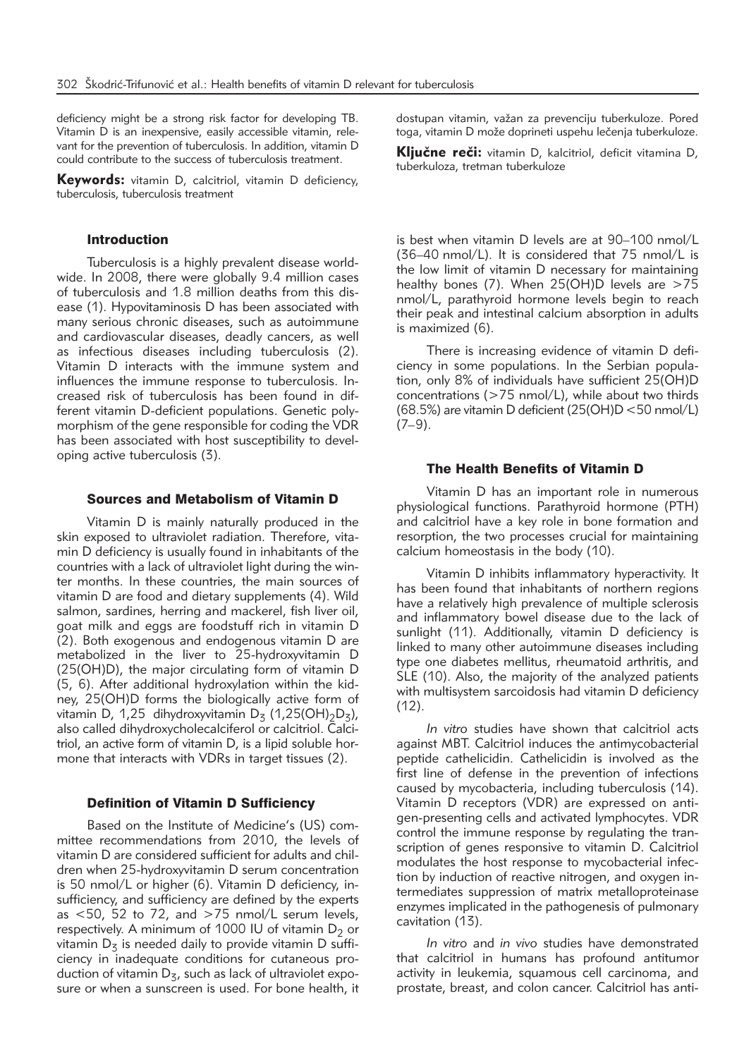deficiency might be a strong risk factor for developing TB. Vitamin D is an inexpensive, easily accessible vitamin, relevant for the prevention of tuberculosis. In addition, vitamin D could contribute to the success of tuberculosis treatment.

**Keywords:** vitamin D, calcitriol, vitamin D deficiency, tuberculosis, tuberculosis treatment

dostupan vitamin, važan za prevenciju tuberkuloze. Pored toga, vitamin D može doprineti uspehu lečenja tuberkuloze.

**Ključne reči:** vitamin D, kalcitriol, deficit vitamina D, tuberkuloza, tretman tuberkuloze

## Introduction

Tuberculosis is a highly prevalent disease worldwide. In 2008, there were globally 9.4 million cases of tuberculosis and 1.8 million deaths from this disease (1). Hypovitaminosis D has been associated with many serious chronic diseases, such as autoimmune and cardiovascular diseases, deadly cancers, as well as infectious diseases including tuberculosis (2). Vitamin D interacts with the immune system and influences the immune response to tuberculosis. Increased risk of tuberculosis has been found in different vitamin D-deficient populations. Genetic polymorphism of the gene responsible for coding the VDR has been associated with host susceptibility to developing active tuberculosis (3).

## Sources and Metabolism of Vitamin D

Vitamin D is mainly naturally produced in the skin exposed to ultraviolet radiation. Therefore, vitamin D deficiency is usually found in inhabitants of the countries with a lack of ultraviolet light during the winter months. In these countries, the main sources of vitamin D are food and dietary supplements (4). Wild salmon, sardines, herring and mackerel, fish liver oil, goat milk and eggs are foodstuff rich in vitamin D (2). Both exogenous and endogenous vitamin D are metabolized in the liver to 25-hydroxyvitamin D (25(OH)D), the major circulating form of vitamin D (5, 6). After additional hydroxylation within the kidney, 25(OH)D forms the biologically active form of vitamin D, 1,25 dihydroxyvitamin $D_3$ (1,25$(OH)_2D_3$), also called dihydroxycholecalciferol or calcitriol. Calcitriol, an active form of vitamin D, is a lipid soluble hormone that interacts with VDRs in target tissues (2).

## Definition of Vitamin D Sufficiency

Based on the Institute of Medicine's (US) committee recommendations from 2010, the levels of vitamin D are considered sufficient for adults and children when 25-hydroxyvitamin D serum concentration is 50 nmol/L or higher (6). Vitamin D deficiency, insufficiency, and sufficiency are defined by the experts as <50, 52 to 72, and >75 nmol/L serum levels, respectively. A minimum of 1000 IU of vitamin $D_2$ or vitamin $D_3$ is needed daily to provide vitamin D sufficiency in inadequate conditions for cutaneous production of vitamin $D_3$, such as lack of ultraviolet exposure or when a sunscreen is used. For bone health, it is best when vitamin D levels are at 90–100 nmol/L (36–40 nmol/L). It is considered that 75 nmol/L is the low limit of vitamin D necessary for maintaining healthy bones (7). When 25(OH)D levels are >75 nmol/L, parathyroid hormone levels begin to reach their peak and intestinal calcium absorption in adults is maximized (6).

There is increasing evidence of vitamin D deficiency in some populations. In the Serbian population, only 8% of individuals have sufficient 25(OH)D concentrations (>75 nmol/L), while about two thirds (68.5%) are vitamin D deficient (25(OH)D <50 nmol/L) (7–9).

## The Health Benefits of Vitamin D

Vitamin D has an important role in numerous physiological functions. Parathyroid hormone (PTH) and calcitriol have a key role in bone formation and resorption, the two processes crucial for maintaining calcium homeostasis in the body (10).

Vitamin D inhibits inflammatory hyperactivity. It has been found that inhabitants of northern regions have a relatively high prevalence of multiple sclerosis and inflammatory bowel disease due to the lack of sunlight (11). Additionally, vitamin D deficiency is linked to many other autoimmune diseases including type one diabetes mellitus, rheumatoid arthritis, and SLE (10). Also, the majority of the analyzed patients with multisystem sarcoidosis had vitamin D deficiency (12).

*In vitro* studies have shown that calcitriol acts against MBT. Calcitriol induces the antimycobacterial peptide cathelicidin. Cathelicidin is involved as the first line of defense in the prevention of infections caused by mycobacteria, including tuberculosis (14). Vitamin D receptors (VDR) are expressed on antigen-presenting cells and activated lymphocytes. VDR control the immune response by regulating the transcription of genes responsive to vitamin D. Calcitriol modulates the host response to mycobacterial infection by induction of reactive nitrogen, and oxygen intermediates suppression of matrix metalloproteinase enzymes implicated in the pathogenesis of pulmonary cavitation (13).

*In vitro* and *in vivo* studies have demonstrated that calcitriol in humans has profound antitumor activity in leukemia, squamous cell carcinoma, and prostate, breast, and colon cancer. Calcitriol has anti-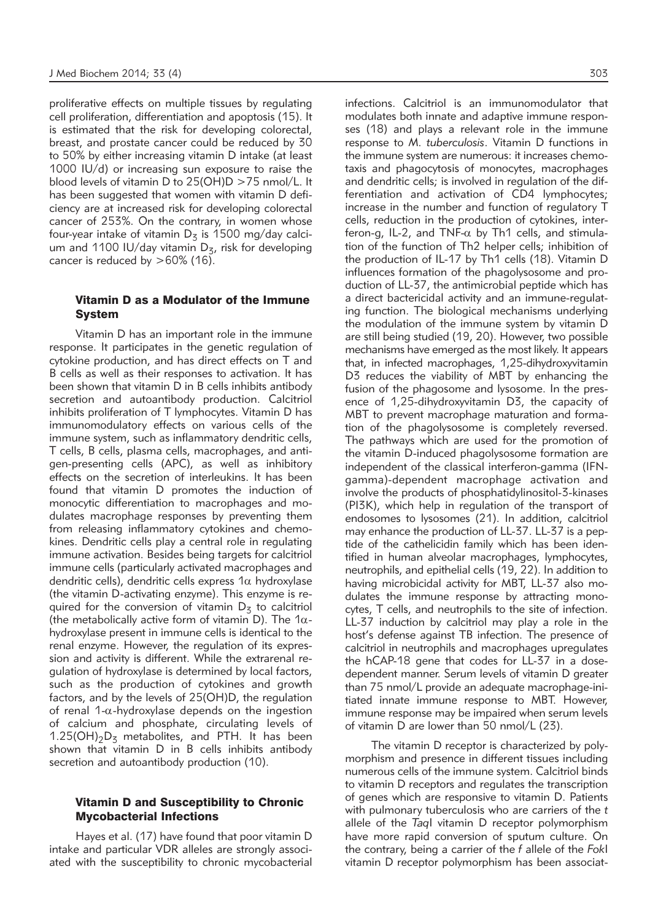proliferative effects on multiple tissues by regulating cell proliferation, differentiation and apoptosis (15). It is estimated that the risk for developing colorectal, breast, and prostate cancer could be reduced by 30 to 50% by either increasing vitamin D intake (at least 1000 IU/d) or increasing sun exposure to raise the blood levels of vitamin D to 25(OH)D >75 nmol/L. It has been suggested that women with vitamin D deficiency are at increased risk for developing colorectal cancer of 253%. On the contrary, in women whose four-year intake of vitamin $D_3$ is 1500 mg/day calcium and 1100 IU/day vitamin $D_3$, risk for developing cancer is reduced by >60% (16).

## Vitamin D as a Modulator of the Immune System

Vitamin D has an important role in the immune response. It participates in the genetic regulation of cytokine production, and has direct effects on T and B cells as well as their responses to activation. It has been shown that vitamin D in B cells inhibits antibody secretion and autoantibody production. Calcitriol inhibits proliferation of T lymphocytes. Vitamin D has immunomodulatory effects on various cells of the immune system, such as inflammatory dendritic cells, T cells, B cells, plasma cells, macrophages, and antigen-presenting cells (APC), as well as inhibitory effects on the secretion of interleukins. It has been found that vitamin D promotes the induction of monocytic differentiation to macrophages and modulates macrophage responses by preventing them from releasing inflammatory cytokines and chemokines. Dendritic cells play a central role in regulating immune activation. Besides being targets for calcitriol immune cells (particularly activated macrophages and dendritic cells), dendritic cells express 1$\alpha$ hydroxylase (the vitamin D-activating enzyme). This enzyme is required for the conversion of vitamin $D_3$ to calcitriol (the metabolically active form of vitamin D). The 1$\alpha$-hydroxylase present in immune cells is identical to the renal enzyme. However, the regulation of its expression and activity is different. While the extrarenal regulation of hydroxylase is determined by local factors, such as the production of cytokines and growth factors, and by the levels of 25(OH)D, the regulation of renal 1-$\alpha$-hydroxylase depends on the ingestion of calcium and phosphate, circulating levels of $1.25(OH)_2D_3$ metabolites, and PTH. It has been shown that vitamin D in B cells inhibits antibody secretion and autoantibody production (10).

## Vitamin D and Susceptibility to Chronic Mycobacterial Infections

Hayes et al. (17) have found that poor vitamin D intake and particular VDR alleles are strongly associated with the susceptibility to chronic mycobacterial infections. Calcitriol is an immunomodulator that modulates both innate and adaptive immune responses (18) and plays a relevant role in the immune response to *M. tuberculosis*. Vitamin D functions in the immune system are numerous: it increases chemotaxis and phagocytosis of monocytes, macrophages and dendritic cells; is involved in regulation of the differentiation and activation of CD4 lymphocytes; increase in the number and function of regulatory T cells, reduction in the production of cytokines, interferon-g, IL-2, and TNF-$\alpha$ by Th1 cells, and stimulation of the function of Th2 helper cells; inhibition of the production of IL-17 by Th1 cells (18). Vitamin D influences formation of the phagolysosome and production of LL-37, the antimicrobial peptide which has a direct bactericidal activity and an immune-regulating function. The biological mechanisms underlying the modulation of the immune system by vitamin D are still being studied (19, 20). However, two possible mechanisms have emerged as the most likely. It appears that, in infected macrophages, 1,25-dihydroxyvitamin D3 reduces the viability of MBT by enhancing the fusion of the phagosome and lysosome. In the presence of 1,25-dihydroxyvitamin D3, the capacity of MBT to prevent macrophage maturation and formation of the phagolysosome is completely reversed. The pathways which are used for the promotion of the vitamin D-induced phagolysosome formation are independent of the classical interferon-gamma (IFN-gamma)-dependent macrophage activation and involve the products of phosphatidylinositol-3-kinases (PI3K), which help in regulation of the transport of endosomes to lysosomes (21). In addition, calcitriol may enhance the production of LL-37. LL-37 is a peptide of the cathelicidin family which has been identified in human alveolar macrophages, lymphocytes, neutrophils, and epithelial cells (19, 22). In addition to having microbicidal activity for MBT, LL-37 also modulates the immune response by attracting monocytes, T cells, and neutrophils to the site of infection. LL-37 induction by calcitriol may play a role in the host's defense against TB infection. The presence of calcitriol in neutrophils and macrophages upregulates the hCAP-18 gene that codes for LL-37 in a dose-dependent manner. Serum levels of vitamin D greater than 75 nmol/L provide an adequate macrophage-initiated innate immune response to MBT. However, immune response may be impaired when serum levels of vitamin D are lower than 50 nmol/L (23).

The vitamin D receptor is characterized by polymorphism and presence in different tissues including numerous cells of the immune system. Calcitriol binds to vitamin D receptors and regulates the transcription of genes which are responsive to vitamin D. Patients with pulmonary tuberculosis who are carriers of the *t* allele of the *Taq*I vitamin D receptor polymorphism have more rapid conversion of sputum culture. On the contrary, being a carrier of the *f* allele of the *Fok*I vitamin D receptor polymorphism has been associat-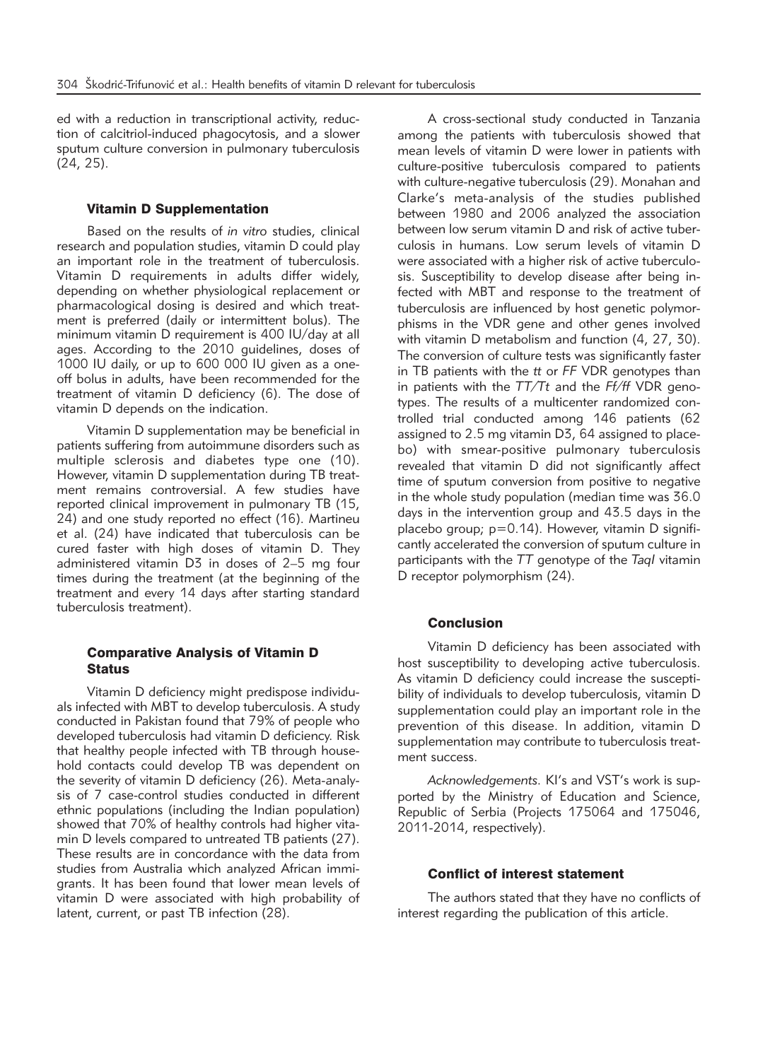ed with a reduction in transcriptional activity, reduction of calcitriol-induced phagocytosis, and a slower sputum culture conversion in pulmonary tuberculosis (24, 25).

### Vitamin D Supplementation

Based on the results of *in vitro* studies, clinical research and population studies, vitamin D could play an important role in the treatment of tuberculosis. Vitamin D requirements in adults differ widely, depending on whether physiological replacement or pharmacological dosing is desired and which treatment is preferred (daily or intermittent bolus). The minimum vitamin D requirement is 400 IU/day at all ages. According to the 2010 guidelines, doses of 1000 IU daily, or up to 600 000 IU given as a one-off bolus in adults, have been recommended for the treatment of vitamin D deficiency (6). The dose of vitamin D depends on the indication.

Vitamin D supplementation may be beneficial in patients suffering from autoimmune disorders such as multiple sclerosis and diabetes type one (10). However, vitamin D supplementation during TB treatment remains controversial. A few studies have reported clinical improvement in pulmonary TB (15, 24) and one study reported no effect (16). Martineu et al. (24) have indicated that tuberculosis can be cured faster with high doses of vitamin D. They administered vitamin D3 in doses of 2–5 mg four times during the treatment (at the beginning of the treatment and every 14 days after starting standard tuberculosis treatment).

### Comparative Analysis of Vitamin D Status

Vitamin D deficiency might predispose individuals infected with MBT to develop tuberculosis. A study conducted in Pakistan found that 79% of people who developed tuberculosis had vitamin D deficiency. Risk that healthy people infected with TB through household contacts could develop TB was dependent on the severity of vitamin D deficiency (26). Meta-analysis of 7 case-control studies conducted in different ethnic populations (including the Indian population) showed that 70% of healthy controls had higher vitamin D levels compared to untreated TB patients (27). These results are in concordance with the data from studies from Australia which analyzed African immigrants. It has been found that lower mean levels of vitamin D were associated with high probability of latent, current, or past TB infection (28).

A cross-sectional study conducted in Tanzania among the patients with tuberculosis showed that mean levels of vitamin D were lower in patients with culture-positive tuberculosis compared to patients with culture-negative tuberculosis (29). Monahan and Clarke's meta-analysis of the studies published between 1980 and 2006 analyzed the association between low serum vitamin D and risk of active tuberculosis in humans. Low serum levels of vitamin D were associated with a higher risk of active tuberculosis. Susceptibility to develop disease after being infected with MBT and response to the treatment of tuberculosis are influenced by host genetic polymorphisms in the VDR gene and other genes involved with vitamin D metabolism and function (4, 27, 30). The conversion of culture tests was significantly faster in TB patients with the *tt* or *FF* VDR genotypes than in patients with the *TT/Tt* and the *Ff/ff* VDR genotypes. The results of a multicenter randomized controlled trial conducted among 146 patients (62 assigned to 2.5 mg vitamin D3, 64 assigned to placebo) with smear-positive pulmonary tuberculosis revealed that vitamin D did not significantly affect time of sputum conversion from positive to negative in the whole study population (median time was 36.0 days in the intervention group and 43.5 days in the placebo group; $p=0.14$). However, vitamin D significantly accelerated the conversion of sputum culture in participants with the *TT* genotype of the *TaqI* vitamin D receptor polymorphism (24).

### Conclusion

Vitamin D deficiency has been associated with host susceptibility to developing active tuberculosis. As vitamin D deficiency could increase the susceptibility of individuals to develop tuberculosis, vitamin D supplementation could play an important role in the prevention of this disease. In addition, vitamin D supplementation may contribute to tuberculosis treatment success.

*Acknowledgements.* KI's and VST's work is supported by the Ministry of Education and Science, Republic of Serbia (Projects 175064 and 175046, 2011-2014, respectively).

### Conflict of interest statement

The authors stated that they have no conflicts of interest regarding the publication of this article.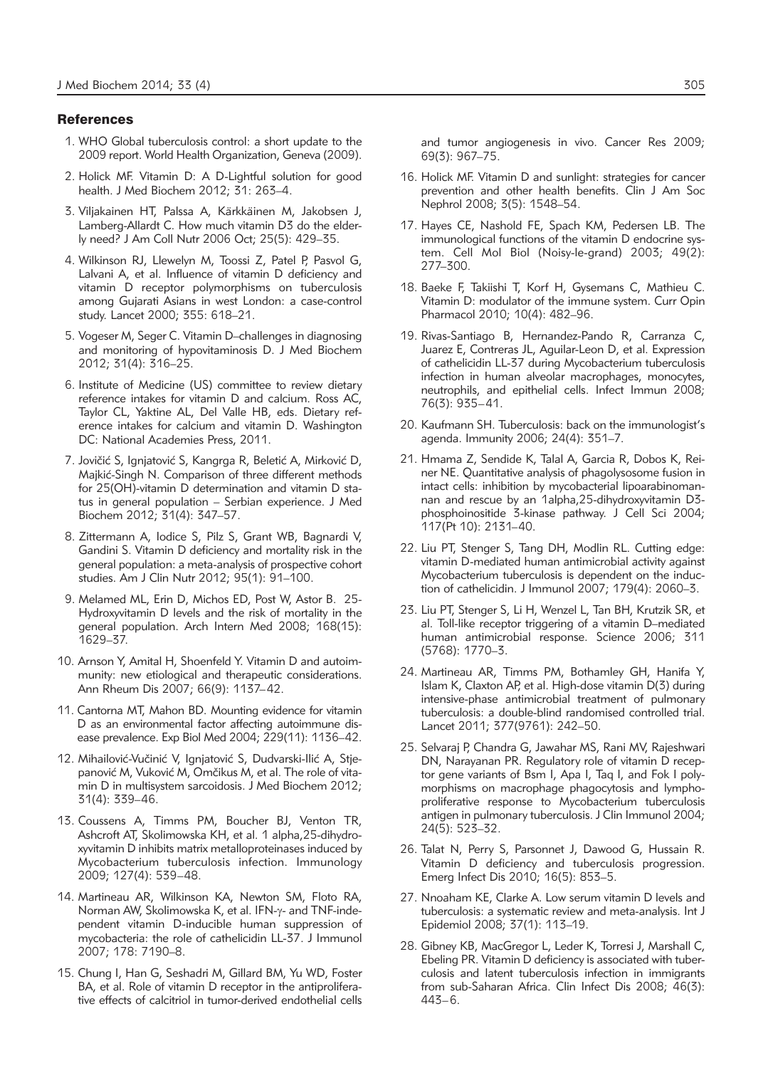## References

1. WHO Global tuberculosis control: a short update to the 2009 report. World Health Organization, Geneva (2009).
2. Holick MF. Vitamin D: A D-Lightful solution for good health. J Med Biochem 2012; 31: 263–4.
3. Viljakainen HT, Palssa A, Kärkkäinen M, Jakobsen J, Lamberg-Allardt C. How much vitamin D3 do the elderly need? J Am Coll Nutr 2006 Oct; 25(5): 429–35.
4. Wilkinson RJ, Llewelyn M, Toossi Z, Patel P, Pasvol G, Lalvani A, et al. Influence of vitamin D deficiency and vitamin D receptor polymorphisms on tuberculosis among Gujarati Asians in west London: a case-control study. Lancet 2000; 355: 618–21.
5. Vogeser M, Seger C. Vitamin D–challenges in diagnosing and monitoring of hypovitaminosis D. J Med Biochem 2012; 31(4): 316–25.
6. Institute of Medicine (US) committee to review dietary reference intakes for vitamin D and calcium. Ross AC, Taylor CL, Yaktine AL, Del Valle HB, eds. Dietary reference intakes for calcium and vitamin D. Washington DC: National Academies Press, 2011.
7. Jovičić S, Ignjatović S, Kangrga R, Beletić A, Mirković D, Majkić-Singh N. Comparison of three different methods for 25(OH)-vitamin D determination and vitamin D status in general population – Serbian experience. J Med Biochem 2012; 31(4): 347–57.
8. Zittermann A, Iodice S, Pilz S, Grant WB, Bagnardi V, Gandini S. Vitamin D deficiency and mortality risk in the general population: a meta-analysis of prospective cohort studies. Am J Clin Nutr 2012; 95(1): 91–100.
9. Melamed ML, Erin D, Michos ED, Post W, Astor B. 25-Hydroxyvitamin D levels and the risk of mortality in the general population. Arch Intern Med 2008; 168(15): 1629–37.
10. Arnson Y, Amital H, Shoenfeld Y. Vitamin D and autoimmunity: new etiological and therapeutic considerations. Ann Rheum Dis 2007; 66(9): 1137–42.
11. Cantorna MT, Mahon BD. Mounting evidence for vitamin D as an environmental factor affecting autoimmune disease prevalence. Exp Biol Med 2004; 229(11): 1136–42.
12. Mihailović-Vučinić V, Ignjatović S, Dudvarski-Ilić A, Stjepanović M, Vuković M, Omčikus M, et al. The role of vitamin D in multisystem sarcoidosis. J Med Biochem 2012; 31(4): 339–46.
13. Coussens A, Timms PM, Boucher BJ, Venton TR, Ashcroft AT, Skolimowska KH, et al. 1 alpha,25-dihydroxyvitamin D inhibits matrix metalloproteinases induced by Mycobacterium tuberculosis infection. Immunology 2009; 127(4): 539–48.
14. Martineau AR, Wilkinson KA, Newton SM, Floto RA, Norman AW, Skolimowska K, et al. IFN-γ- and TNF-independent vitamin D-inducible human suppression of mycobacteria: the role of cathelicidin LL-37. J Immunol 2007; 178: 7190–8.
15. Chung I, Han G, Seshadri M, Gillard BM, Yu WD, Foster BA, et al. Role of vitamin D receptor in the antiproliferative effects of calcitriol in tumor-derived endothelial cells and tumor angiogenesis in vivo. Cancer Res 2009; 69(3): 967–75.
16. Holick MF. Vitamin D and sunlight: strategies for cancer prevention and other health benefits. Clin J Am Soc Nephrol 2008; 3(5): 1548–54.
17. Hayes CE, Nashold FE, Spach KM, Pedersen LB. The immunological functions of the vitamin D endocrine system. Cell Mol Biol (Noisy-le-grand) 2003; 49(2): 277–300.
18. Baeke F, Takiishi T, Korf H, Gysemans C, Mathieu C. Vitamin D: modulator of the immune system. Curr Opin Pharmacol 2010; 10(4): 482–96.
19. Rivas-Santiago B, Hernandez-Pando R, Carranza C, Juarez E, Contreras JL, Aguilar-Leon D, et al. Expression of cathelicidin LL-37 during Mycobacterium tuberculosis infection in human alveolar macrophages, monocytes, neutrophils, and epithelial cells. Infect Immun 2008; 76(3): 935–41.
20. Kaufmann SH. Tuberculosis: back on the immunologist's agenda. Immunity 2006; 24(4): 351–7.
21. Hmama Z, Sendide K, Talal A, Garcia R, Dobos K, Reiner NE. Quantitative analysis of phagolysosome fusion in intact cells: inhibition by mycobacterial lipoarabinomannan and rescue by an 1alpha,25-dihydroxyvitamin D3-phosphoinositide 3-kinase pathway. J Cell Sci 2004; 117(Pt 10): 2131–40.
22. Liu PT, Stenger S, Tang DH, Modlin RL. Cutting edge: vitamin D-mediated human antimicrobial activity against Mycobacterium tuberculosis is dependent on the induction of cathelicidin. J Immunol 2007; 179(4): 2060–3.
23. Liu PT, Stenger S, Li H, Wenzel L, Tan BH, Krutzik SR, et al. Toll-like receptor triggering of a vitamin D–mediated human antimicrobial response. Science 2006; 311 (5768): 1770–3.
24. Martineau AR, Timms PM, Bothamley GH, Hanifa Y, Islam K, Claxton AP, et al. High-dose vitamin D(3) during intensive-phase antimicrobial treatment of pulmonary tuberculosis: a double-blind randomised controlled trial. Lancet 2011; 377(9761): 242–50.
25. Selvaraj P, Chandra G, Jawahar MS, Rani MV, Rajeshwari DN, Narayanan PR. Regulatory role of vitamin D receptor gene variants of Bsm I, Apa I, Taq I, and Fok I polymorphisms on macrophage phagocytosis and lymphoproliferative response to Mycobacterium tuberculosis antigen in pulmonary tuberculosis. J Clin Immunol 2004; 24(5): 523–32.
26. Talat N, Perry S, Parsonnet J, Dawood G, Hussain R. Vitamin D deficiency and tuberculosis progression. Emerg Infect Dis 2010; 16(5): 853–5.
27. Nnoaham KE, Clarke A. Low serum vitamin D levels and tuberculosis: a systematic review and meta-analysis. Int J Epidemiol 2008; 37(1): 113–19.
28. Gibney KB, MacGregor L, Leder K, Torresi J, Marshall C, Ebeling PR. Vitamin D deficiency is associated with tuberculosis and latent tuberculosis infection in immigrants from sub-Saharan Africa. Clin Infect Dis 2008; 46(3): 443–6.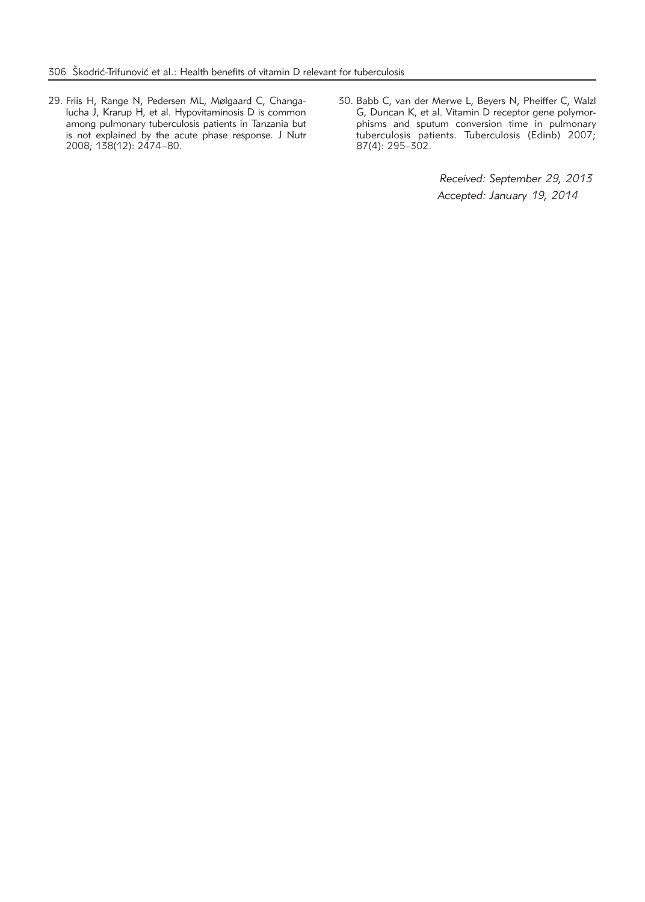29. Friis H, Range N, Pedersen ML, Mølgaard C, Changalucha J, Krarup H, et al. Hypovitaminosis D is common among pulmonary tuberculosis patients in Tanzania but is not explained by the acute phase response. J Nutr 2008; 138(12): 2474–80.

30. Babb C, van der Merwe L, Beyers N, Pheiffer C, Walzl G, Duncan K, et al. Vitamin D receptor gene polymorphisms and sputum conversion time in pulmonary tuberculosis patients. Tuberculosis (Edinb) 2007; 87(4): 295–302.

*Received: September 29, 2013*
*Accepted: January 19, 2014*